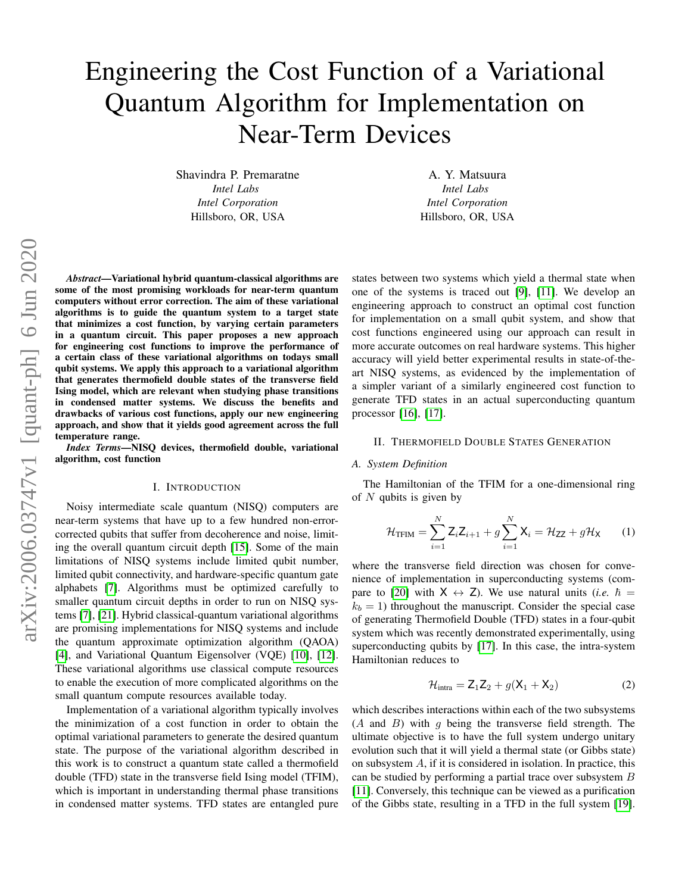# Engineering the Cost Function of a Variational Quantum Algorithm for Implementation on Near-Term Devices

Shavindra P. Premaratne
*Intel Labs*
*Intel Corporation*
Hillsboro, OR, USA

A. Y. Matsuura
*Intel Labs*
*Intel Corporation*
Hillsboro, OR, USA

***Abstract*—Variational hybrid quantum-classical algorithms are some of the most promising workloads for near-term quantum computers without error correction. The aim of these variational algorithms is to guide the quantum system to a target state that minimizes a cost function, by varying certain parameters in a quantum circuit. This paper proposes a new approach for engineering cost functions to improve the performance of a certain class of these variational algorithms on todays small qubit systems. We apply this approach to a variational algorithm that generates thermofield double states of the transverse field Ising model, which are relevant when studying phase transitions in condensed matter systems. We discuss the benefits and drawbacks of various cost functions, apply our new engineering approach, and show that it yields good agreement across the full temperature range.**

***Index Terms*—NISQ devices, thermofield double, variational algorithm, cost function**

## I. Introduction

Noisy intermediate scale quantum (NISQ) computers are near-term systems that have up to a few hundred non-error-corrected qubits that suffer from decoherence and noise, limiting the overall quantum circuit depth [15]. Some of the main limitations of NISQ systems include limited qubit number, limited qubit connectivity, and hardware-specific quantum gate alphabets [7]. Algorithms must be optimized carefully to smaller quantum circuit depths in order to run on NISQ systems [7], [21]. Hybrid classical-quantum variational algorithms are promising implementations for NISQ systems and include the quantum approximate optimization algorithm (QAOA) [4], and Variational Quantum Eigensolver (VQE) [10], [12]. These variational algorithms use classical compute resources to enable the execution of more complicated algorithms on the small quantum compute resources available today.

Implementation of a variational algorithm typically involves the minimization of a cost function in order to obtain the optimal variational parameters to generate the desired quantum state. The purpose of the variational algorithm described in this work is to construct a quantum state called a thermofield double (TFD) state in the transverse field Ising model (TFIM), which is important in understanding thermal phase transitions in condensed matter systems. TFD states are entangled pure states between two systems which yield a thermal state when one of the systems is traced out [9], [11]. We develop an engineering approach to construct an optimal cost function for implementation on a small qubit system, and show that cost functions engineered using our approach can result in more accurate outcomes on real hardware systems. This higher accuracy will yield better experimental results in state-of-the-art NISQ systems, as evidenced by the implementation of a simpler variant of a similarly engineered cost function to generate TFD states in an actual superconducting quantum processor [16], [17].

## II. Thermofield Double States Generation

### A. System Definition

The Hamiltonian of the TFIM for a one-dimensional ring of $N$ qubits is given by

$$\mathcal{H}_{\text{TFIM}} = \sum_{i=1}^{N} \mathsf{Z}_i \mathsf{Z}_{i+1} + g \sum_{i=1}^{N} \mathsf{X}_i = \mathcal{H}_{\mathsf{ZZ}} + g\mathcal{H}_{\mathsf{X}} \tag{1}$$

where the transverse field direction was chosen for convenience of implementation in superconducting systems (compare to [20] with $\mathsf{X} \leftrightarrow \mathsf{Z}$). We use natural units (*i.e.* $\hbar = k_b = 1$) throughout the manuscript. Consider the special case of generating Thermofield Double (TFD) states in a four-qubit system which was recently demonstrated experimentally, using superconducting qubits by [17]. In this case, the intra-system Hamiltonian reduces to

$$\mathcal{H}_{\text{intra}} = \mathsf{Z}_1\mathsf{Z}_2 + g(\mathsf{X}_1 + \mathsf{X}_2) \tag{2}$$

which describes interactions within each of the two subsystems ($A$ and $B$) with $g$ being the transverse field strength. The ultimate objective is to have the full system undergo unitary evolution such that it will yield a thermal state (or Gibbs state) on subsystem $A$, if it is considered in isolation. In practice, this can be studied by performing a partial trace over subsystem $B$ [11]. Conversely, this technique can be viewed as a purification of the Gibbs state, resulting in a TFD in the full system [19].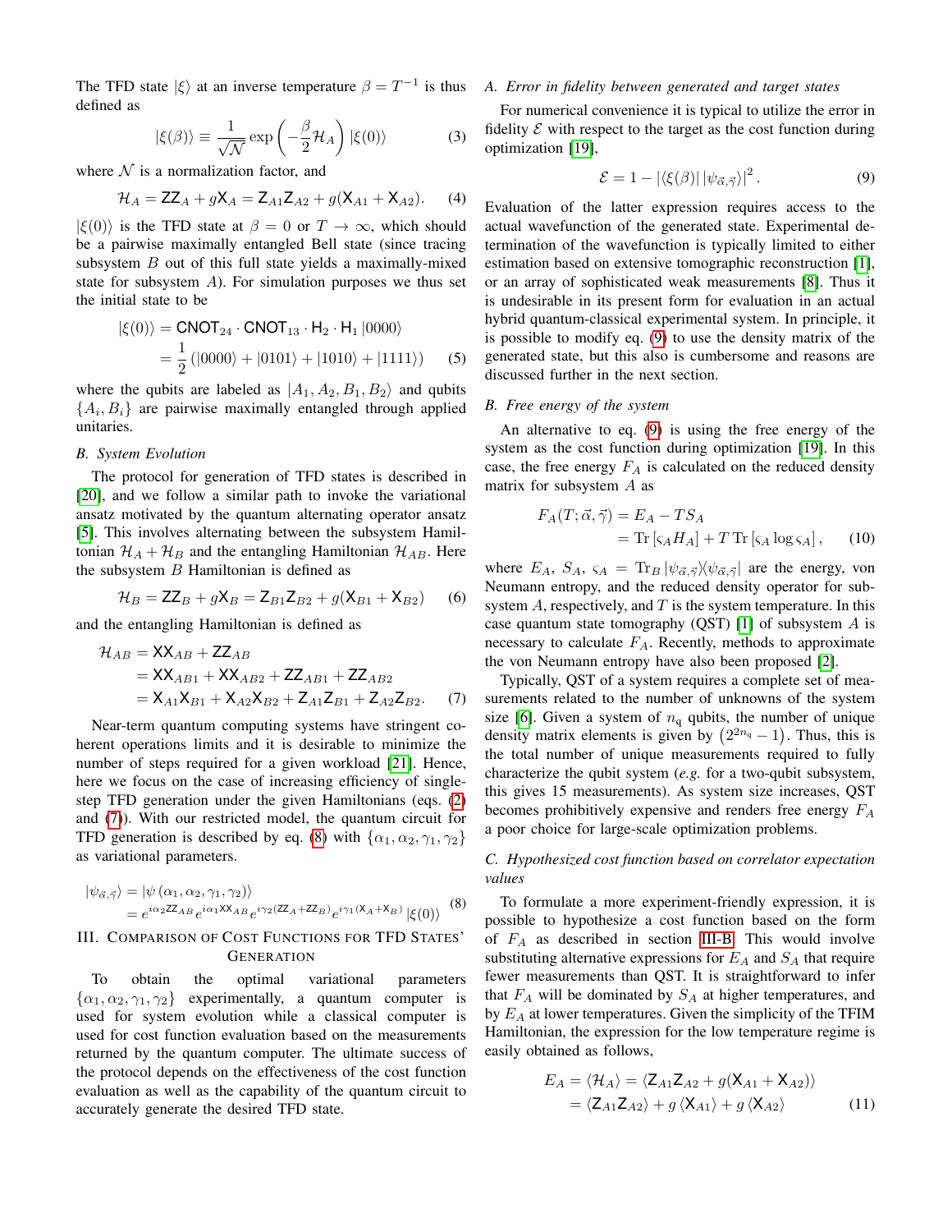The TFD state $|\xi\rangle$ at an inverse temperature $\beta = T^{-1}$ is thus defined as

$$|\xi(\beta)\rangle \equiv \frac{1}{\sqrt{\mathcal{N}}} \exp\left(-\frac{\beta}{2}\mathcal{H}_A\right)|\xi(0)\rangle \tag{3}$$

where $\mathcal{N}$ is a normalization factor, and

$$\mathcal{H}_A = \mathsf{ZZ}_A + g\mathsf{X}_A = \mathsf{Z}_{A1}\mathsf{Z}_{A2} + g(\mathsf{X}_{A1} + \mathsf{X}_{A2}). \tag{4}$$

$|\xi(0)\rangle$ is the TFD state at $\beta = 0$ or $T \to \infty$, which should be a pairwise maximally entangled Bell state (since tracing subsystem $B$ out of this full state yields a maximally-mixed state for subsystem $A$). For simulation purposes we thus set the initial state to be

$$\begin{aligned}|\xi(0)\rangle &= \mathsf{CNOT}_{24} \cdot \mathsf{CNOT}_{13} \cdot \mathsf{H}_2 \cdot \mathsf{H}_1 |0000\rangle \\ &= \frac{1}{2}\left(|0000\rangle + |0101\rangle + |1010\rangle + |1111\rangle\right)\end{aligned} \tag{5}$$

where the qubits are labeled as $|A_1, A_2, B_1, B_2\rangle$ and qubits $\{A_i, B_i\}$ are pairwise maximally entangled through applied unitaries.

### B. System Evolution

The protocol for generation of TFD states is described in [20], and we follow a similar path to invoke the variational ansatz motivated by the quantum alternating operator ansatz [5]. This involves alternating between the subsystem Hamiltonian $\mathcal{H}_A + \mathcal{H}_B$ and the entangling Hamiltonian $\mathcal{H}_{AB}$. Here the subsystem $B$ Hamiltonian is defined as

$$\mathcal{H}_B = \mathsf{ZZ}_B + g\mathsf{X}_B = \mathsf{Z}_{B1}\mathsf{Z}_{B2} + g(\mathsf{X}_{B1} + \mathsf{X}_{B2}) \tag{6}$$

and the entangling Hamiltonian is defined as

$$\begin{aligned}\mathcal{H}_{AB} &= \mathsf{XX}_{AB} + \mathsf{ZZ}_{AB} \\ &= \mathsf{XX}_{AB1} + \mathsf{XX}_{AB2} + \mathsf{ZZ}_{AB1} + \mathsf{ZZ}_{AB2} \\ &= \mathsf{X}_{A1}\mathsf{X}_{B1} + \mathsf{X}_{A2}\mathsf{X}_{B2} + \mathsf{Z}_{A1}\mathsf{Z}_{B1} + \mathsf{Z}_{A2}\mathsf{Z}_{B2}.\end{aligned} \tag{7}$$

Near-term quantum computing systems have stringent coherent operations limits and it is desirable to minimize the number of steps required for a given workload [21]. Hence, here we focus on the case of increasing efficiency of single-step TFD generation under the given Hamiltonians (eqs. (2) and (7)). With our restricted model, the quantum circuit for TFD generation is described by eq. (8) with $\{\alpha_1, \alpha_2, \gamma_1, \gamma_2\}$ as variational parameters.

$$\begin{aligned}|\psi_{\vec{\alpha},\vec{\gamma}}\rangle &= |\psi(\alpha_1, \alpha_2, \gamma_1, \gamma_2)\rangle \\ &= e^{i\alpha_2 \mathsf{ZZ}_{AB}} e^{i\alpha_1 \mathsf{XX}_{AB}} e^{i\gamma_2(\mathsf{ZZ}_A + \mathsf{ZZ}_B)} e^{i\gamma_1(\mathsf{X}_A + \mathsf{X}_B)} |\xi(0)\rangle\end{aligned} \tag{8}$$

## III. Comparison of Cost Functions for TFD States' Generation

To obtain the optimal variational parameters $\{\alpha_1, \alpha_2, \gamma_1, \gamma_2\}$ experimentally, a quantum computer is used for system evolution while a classical computer is used for cost function evaluation based on the measurements returned by the quantum computer. The ultimate success of the protocol depends on the effectiveness of the cost function evaluation as well as the capability of the quantum circuit to accurately generate the desired TFD state.

### A. Error in fidelity between generated and target states

For numerical convenience it is typical to utilize the error in fidelity $\mathcal{E}$ with respect to the target as the cost function during optimization [19],

$$\mathcal{E} = 1 - |\langle\xi(\beta)|\,|\psi_{\vec{\alpha},\vec{\gamma}}\rangle|^2. \tag{9}$$

Evaluation of the latter expression requires access to the actual wavefunction of the generated state. Experimental determination of the wavefunction is typically limited to either estimation based on extensive tomographic reconstruction [1], or an array of sophisticated weak measurements [8]. Thus it is undesirable in its present form for evaluation in an actual hybrid quantum-classical experimental system. In principle, it is possible to modify eq. (9) to use the density matrix of the generated state, but this also is cumbersome and reasons are discussed further in the next section.

### B. Free energy of the system

An alternative to eq. (9) is using the free energy of the system as the cost function during optimization [19]. In this case, the free energy $F_A$ is calculated on the reduced density matrix for subsystem $A$ as

$$\begin{aligned}F_A(T; \vec{\alpha}, \vec{\gamma}) &= E_A - TS_A \\ &= \mathrm{Tr}\left[\varsigma_A H_A\right] + T\,\mathrm{Tr}\left[\varsigma_A \log \varsigma_A\right],\end{aligned} \tag{10}$$

where $E_A$, $S_A$, $\varsigma_A = \mathrm{Tr}_B\, |\psi_{\vec{\alpha},\vec{\gamma}}\rangle\langle\psi_{\vec{\alpha},\vec{\gamma}}|$ are the energy, von Neumann entropy, and the reduced density operator for subsystem $A$, respectively, and $T$ is the system temperature. In this case quantum state tomography (QST) [1] of subsystem $A$ is necessary to calculate $F_A$. Recently, methods to approximate the von Neumann entropy have also been proposed [2].

Typically, QST of a system requires a complete set of measurements related to the number of unknowns of the system size [6]. Given a system of $n_q$ qubits, the number of unique density matrix elements is given by $\left(2^{2n_q} - 1\right)$. Thus, this is the total number of unique measurements required to fully characterize the qubit system (*e.g.* for a two-qubit subsystem, this gives 15 measurements). As system size increases, QST becomes prohibitively expensive and renders free energy $F_A$ a poor choice for large-scale optimization problems.

### C. Hypothesized cost function based on correlator expectation values

To formulate a more experiment-friendly expression, it is possible to hypothesize a cost function based on the form of $F_A$ as described in section III-B. This would involve substituting alternative expressions for $E_A$ and $S_A$ that require fewer measurements than QST. It is straightforward to infer that $F_A$ will be dominated by $S_A$ at higher temperatures, and by $E_A$ at lower temperatures. Given the simplicity of the TFIM Hamiltonian, the expression for the low temperature regime is easily obtained as follows,

$$\begin{aligned}E_A = \langle\mathcal{H}_A\rangle &= \langle \mathsf{Z}_{A1}\mathsf{Z}_{A2} + g(\mathsf{X}_{A1} + \mathsf{X}_{A2})\rangle \\ &= \langle \mathsf{Z}_{A1}\mathsf{Z}_{A2}\rangle + g\,\langle \mathsf{X}_{A1}\rangle + g\,\langle \mathsf{X}_{A2}\rangle\end{aligned} \tag{11}$$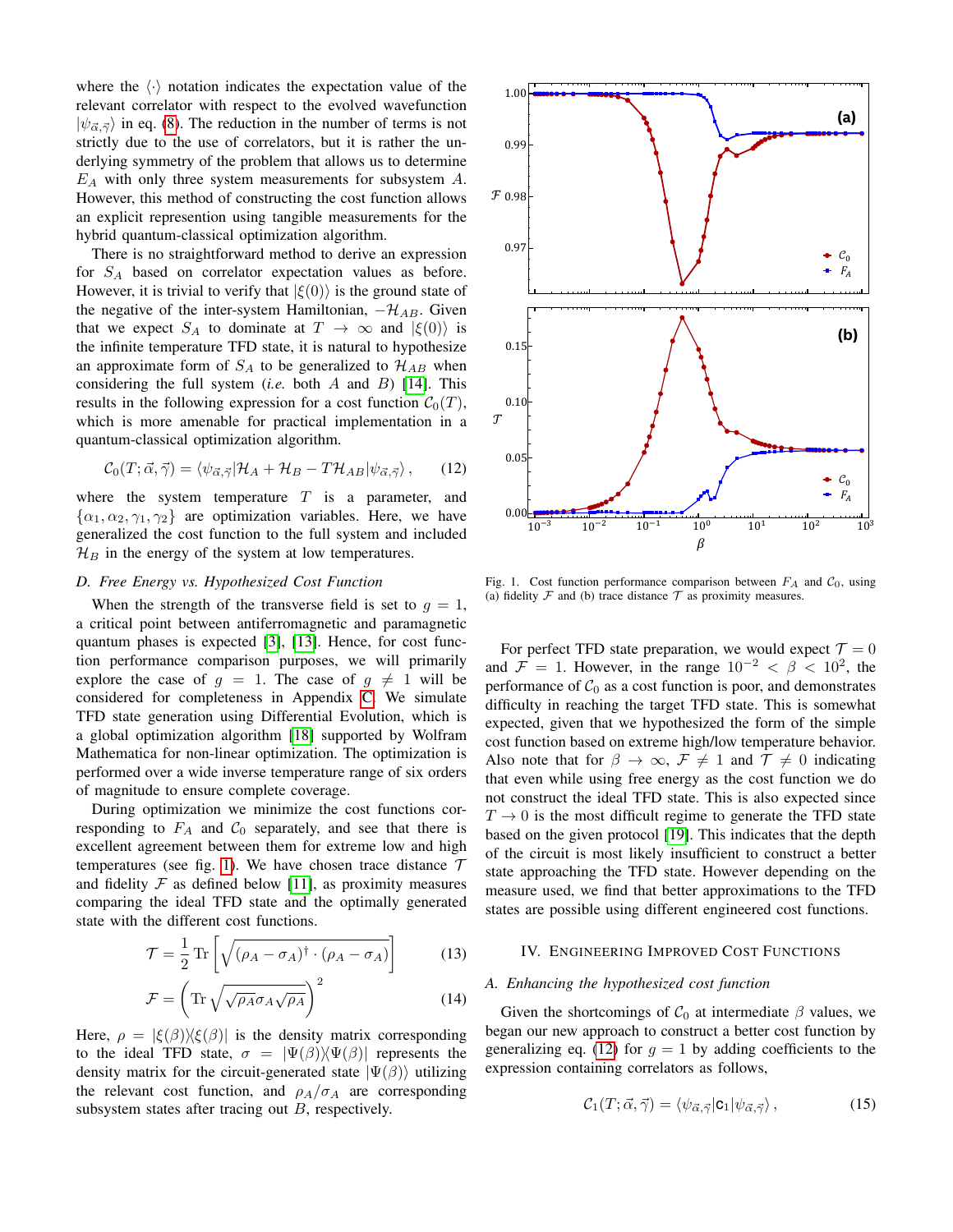where the $\langle\cdot\rangle$ notation indicates the expectation value of the relevant correlator with respect to the evolved wavefunction $|\psi_{\vec{\alpha},\vec{\gamma}}\rangle$ in eq. (8). The reduction in the number of terms is not strictly due to the use of correlators, but it is rather the underlying symmetry of the problem that allows us to determine $E_A$ with only three system measurements for subsystem $A$. However, this method of constructing the cost function allows an explicit represention using tangible measurements for the hybrid quantum-classical optimization algorithm.

There is no straightforward method to derive an expression for $S_A$ based on correlator expectation values as before. However, it is trivial to verify that $|\xi(0)\rangle$ is the ground state of the negative of the inter-system Hamiltonian, $-\mathcal{H}_{AB}$. Given that we expect $S_A$ to dominate at $T \to \infty$ and $|\xi(0)\rangle$ is the infinite temperature TFD state, it is natural to hypothesize an approximate form of $S_A$ to be generalized to $\mathcal{H}_{AB}$ when considering the full system (*i.e.* both $A$ and $B$) [14]. This results in the following expression for a cost function $\mathcal{C}_0(T)$, which is more amenable for practical implementation in a quantum-classical optimization algorithm.

$$\mathcal{C}_0(T;\vec{\alpha},\vec{\gamma}) = \langle\psi_{\vec{\alpha},\vec{\gamma}}|\mathcal{H}_A + \mathcal{H}_B - T\mathcal{H}_{AB}|\psi_{\vec{\alpha},\vec{\gamma}}\rangle\,, \tag{12}$$

where the system temperature $T$ is a parameter, and $\{\alpha_1,\alpha_2,\gamma_1,\gamma_2\}$ are optimization variables. Here, we have generalized the cost function to the full system and included $\mathcal{H}_B$ in the energy of the system at low temperatures.

### D. Free Energy vs. Hypothesized Cost Function

When the strength of the transverse field is set to $g = 1$, a critical point between antiferromagnetic and paramagnetic quantum phases is expected [3], [13]. Hence, for cost function performance comparison purposes, we will primarily explore the case of $g = 1$. The case of $g \neq 1$ will be considered for completeness in Appendix C. We simulate TFD state generation using Differential Evolution, which is a global optimization algorithm [18] supported by Wolfram Mathematica for non-linear optimization. The optimization is performed over a wide inverse temperature range of six orders of magnitude to ensure complete coverage.

During optimization we minimize the cost functions corresponding to $F_A$ and $\mathcal{C}_0$ separately, and see that there is excellent agreement between them for extreme low and high temperatures (see fig. 1). We have chosen trace distance $\mathcal{T}$ and fidelity $\mathcal{F}$ as defined below [11], as proximity measures comparing the ideal TFD state and the optimally generated state with the different cost functions.

$$\mathcal{T} = \frac{1}{2}\,\mathrm{Tr}\left[\sqrt{(\rho_A-\sigma_A)^\dagger\cdot(\rho_A-\sigma_A)}\right] \tag{13}$$

$$\mathcal{F} = \left(\mathrm{Tr}\sqrt{\sqrt{\rho_A}\sigma_A\sqrt{\rho_A}}\right)^2 \tag{14}$$

Here, $\rho = |\xi(\beta)\rangle\langle\xi(\beta)|$ is the density matrix corresponding to the ideal TFD state, $\sigma = |\Psi(\beta)\rangle\langle\Psi(\beta)|$ represents the density matrix for the circuit-generated state $|\Psi(\beta)\rangle$ utilizing the relevant cost function, and $\rho_A/\sigma_A$ are corresponding subsystem states after tracing out $B$, respectively.

Fig. 1. Cost function performance comparison between $F_A$ and $\mathcal{C}_0$, using (a) fidelity $\mathcal{F}$ and (b) trace distance $\mathcal{T}$ as proximity measures.

For perfect TFD state preparation, we would expect $\mathcal{T} = 0$ and $\mathcal{F} = 1$. However, in the range $10^{-2} < \beta < 10^2$, the performance of $\mathcal{C}_0$ as a cost function is poor, and demonstrates difficulty in reaching the target TFD state. This is somewhat expected, given that we hypothesized the form of the simple cost function based on extreme high/low temperature behavior. Also note that for $\beta \to \infty$, $\mathcal{F} \neq 1$ and $\mathcal{T} \neq 0$ indicating that even while using free energy as the cost function we do not construct the ideal TFD state. This is also expected since $T \to 0$ is the most difficult regime to generate the TFD state based on the given protocol [19]. This indicates that the depth of the circuit is most likely insufficient to construct a better state approaching the TFD state. However depending on the measure used, we find that better approximations to the TFD states are possible using different engineered cost functions.

## IV. Engineering Improved Cost Functions

### A. Enhancing the hypothesized cost function

Given the shortcomings of $\mathcal{C}_0$ at intermediate $\beta$ values, we began our new approach to construct a better cost function by generalizing eq. (12) for $g = 1$ by adding coefficients to the expression containing correlators as follows,

$$\mathcal{C}_1(T;\vec{\alpha},\vec{\gamma}) = \langle\psi_{\vec{\alpha},\vec{\gamma}}|\mathsf{C}_1|\psi_{\vec{\alpha},\vec{\gamma}}\rangle\,, \tag{15}$$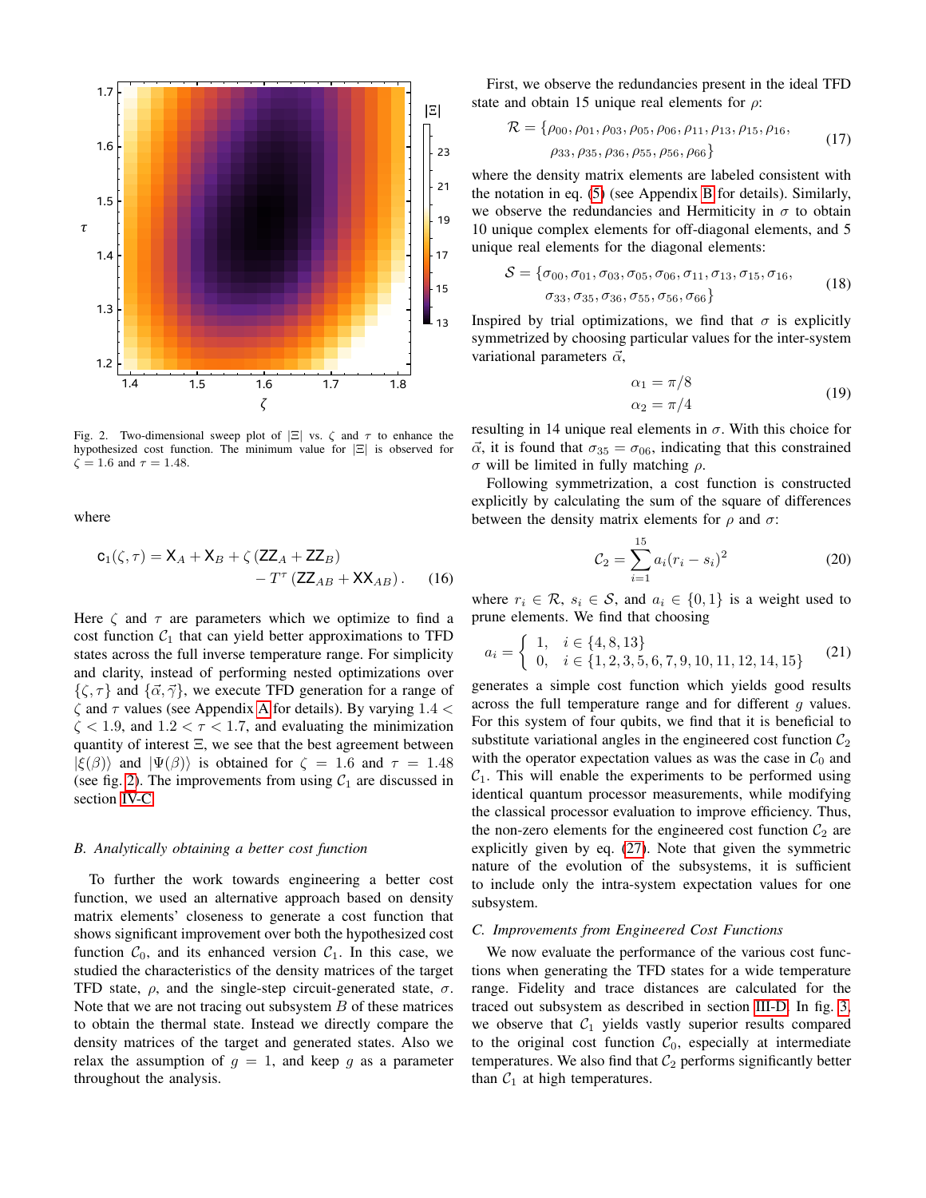Fig. 2. Two-dimensional sweep plot of $|\Xi|$ vs. $\zeta$ and $\tau$ to enhance the hypothesized cost function. The minimum value for $|\Xi|$ is observed for $\zeta = 1.6$ and $\tau = 1.48$.

where

$$\mathsf{c}_1(\zeta,\tau) = \mathsf{X}_A + \mathsf{X}_B + \zeta\left(\mathsf{ZZ}_A + \mathsf{ZZ}_B\right) - T^{\tau}\left(\mathsf{ZZ}_{AB} + \mathsf{XX}_{AB}\right). \quad (16)$$

Here $\zeta$ and $\tau$ are parameters which we optimize to find a cost function $\mathcal{C}_1$ that can yield better approximations to TFD states across the full inverse temperature range. For simplicity and clarity, instead of performing nested optimizations over $\{\zeta, \tau\}$ and $\{\vec{\alpha}, \vec{\gamma}\}$, we execute TFD generation for a range of $\zeta$ and $\tau$ values (see Appendix A for details). By varying $1.4 < \zeta < 1.9$, and $1.2 < \tau < 1.7$, and evaluating the minimization quantity of interest $\Xi$, we see that the best agreement between $|\xi(\beta)\rangle$ and $|\Psi(\beta)\rangle$ is obtained for $\zeta = 1.6$ and $\tau = 1.48$ (see fig. 2). The improvements from using $\mathcal{C}_1$ are discussed in section IV-C.

### B. Analytically obtaining a better cost function

To further the work towards engineering a better cost function, we used an alternative approach based on density matrix elements' closeness to generate a cost function that shows significant improvement over both the hypothesized cost function $\mathcal{C}_0$, and its enhanced version $\mathcal{C}_1$. In this case, we studied the characteristics of the density matrices of the target TFD state, $\rho$, and the single-step circuit-generated state, $\sigma$. Note that we are not tracing out subsystem $B$ of these matrices to obtain the thermal state. Instead we directly compare the density matrices of the target and generated states. Also we relax the assumption of $g = 1$, and keep $g$ as a parameter throughout the analysis.

First, we observe the redundancies present in the ideal TFD state and obtain 15 unique real elements for $\rho$:

$$\mathcal{R} = \{\rho_{00}, \rho_{01}, \rho_{03}, \rho_{05}, \rho_{06}, \rho_{11}, \rho_{13}, \rho_{15}, \rho_{16}, \rho_{33}, \rho_{35}, \rho_{36}, \rho_{55}, \rho_{56}, \rho_{66}\} \quad (17)$$

where the density matrix elements are labeled consistent with the notation in eq. (5) (see Appendix B for details). Similarly, we observe the redundancies and Hermiticity in $\sigma$ to obtain 10 unique complex elements for off-diagonal elements, and 5 unique real elements for the diagonal elements:

$$\mathcal{S} = \{\sigma_{00}, \sigma_{01}, \sigma_{03}, \sigma_{05}, \sigma_{06}, \sigma_{11}, \sigma_{13}, \sigma_{15}, \sigma_{16}, \sigma_{33}, \sigma_{35}, \sigma_{36}, \sigma_{55}, \sigma_{56}, \sigma_{66}\} \quad (18)$$

Inspired by trial optimizations, we find that $\sigma$ is explicitly symmetrized by choosing particular values for the inter-system variational parameters $\vec{\alpha}$,

$$\begin{aligned} \alpha_1 &= \pi/8 \\ \alpha_2 &= \pi/4 \end{aligned} \quad (19)$$

resulting in 14 unique real elements in $\sigma$. With this choice for $\vec{\alpha}$, it is found that $\sigma_{35} = \sigma_{06}$, indicating that this constrained $\sigma$ will be limited in fully matching $\rho$.

Following symmetrization, a cost function is constructed explicitly by calculating the sum of the square of differences between the density matrix elements for $\rho$ and $\sigma$:

$$\mathcal{C}_2 = \sum_{i=1}^{15} a_i (r_i - s_i)^2 \quad (20)$$

where $r_i \in \mathcal{R}$, $s_i \in \mathcal{S}$, and $a_i \in \{0, 1\}$ is a weight used to prune elements. We find that choosing

$$a_i = \begin{cases} 1, & i \in \{4, 8, 13\} \\ 0, & i \in \{1, 2, 3, 5, 6, 7, 9, 10, 11, 12, 14, 15\} \end{cases} \quad (21)$$

generates a simple cost function which yields good results across the full temperature range and for different $g$ values. For this system of four qubits, we find that it is beneficial to substitute variational angles in the engineered cost function $\mathcal{C}_2$ with the operator expectation values as was the case in $\mathcal{C}_0$ and $\mathcal{C}_1$. This will enable the experiments to be performed using identical quantum processor measurements, while modifying the classical processor evaluation to improve efficiency. Thus, the non-zero elements for the engineered cost function $\mathcal{C}_2$ are explicitly given by eq. (27). Note that given the symmetric nature of the evolution of the subsystems, it is sufficient to include only the intra-system expectation values for one subsystem.

### C. Improvements from Engineered Cost Functions

We now evaluate the performance of the various cost functions when generating the TFD states for a wide temperature range. Fidelity and trace distances are calculated for the traced out subsystem as described in section III-D. In fig. 3, we observe that $\mathcal{C}_1$ yields vastly superior results compared to the original cost function $\mathcal{C}_0$, especially at intermediate temperatures. We also find that $\mathcal{C}_2$ performs significantly better than $\mathcal{C}_1$ at high temperatures.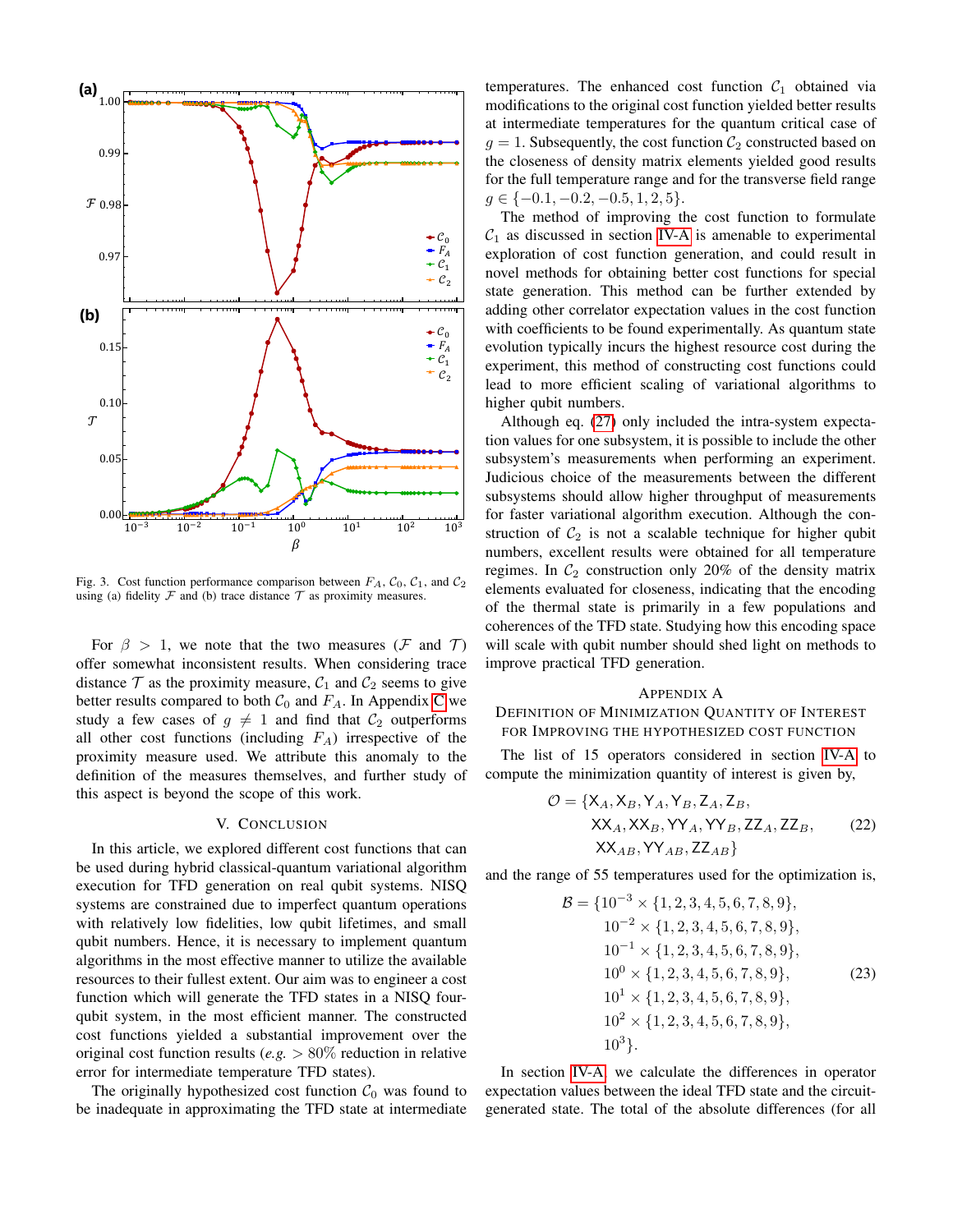Fig. 3. Cost function performance comparison between $F_A$, $\mathcal{C}_0$, $\mathcal{C}_1$, and $\mathcal{C}_2$ using (a) fidelity $\mathcal{F}$ and (b) trace distance $\mathcal{T}$ as proximity measures.

For $\beta > 1$, we note that the two measures ($\mathcal{F}$ and $\mathcal{T}$) offer somewhat inconsistent results. When considering trace distance $\mathcal{T}$ as the proximity measure, $\mathcal{C}_1$ and $\mathcal{C}_2$ seems to give better results compared to both $\mathcal{C}_0$ and $F_A$. In Appendix C we study a few cases of $g \neq 1$ and find that $\mathcal{C}_2$ outperforms all other cost functions (including $F_A$) irrespective of the proximity measure used. We attribute this anomaly to the definition of the measures themselves, and further study of this aspect is beyond the scope of this work.

## V. Conclusion

In this article, we explored different cost functions that can be used during hybrid classical-quantum variational algorithm execution for TFD generation on real qubit systems. NISQ systems are constrained due to imperfect quantum operations with relatively low fidelities, low qubit lifetimes, and small qubit numbers. Hence, it is necessary to implement quantum algorithms in the most effective manner to utilize the available resources to their fullest extent. Our aim was to engineer a cost function which will generate the TFD states in a NISQ four-qubit system, in the most efficient manner. The constructed cost functions yielded a substantial improvement over the original cost function results (*e.g.* $> 80\%$ reduction in relative error for intermediate temperature TFD states).

The originally hypothesized cost function $\mathcal{C}_0$ was found to be inadequate in approximating the TFD state at intermediate temperatures. The enhanced cost function $\mathcal{C}_1$ obtained via modifications to the original cost function yielded better results at intermediate temperatures for the quantum critical case of $g = 1$. Subsequently, the cost function $\mathcal{C}_2$ constructed based on the closeness of density matrix elements yielded good results for the full temperature range and for the transverse field range $g \in \{-0.1, -0.2, -0.5, 1, 2, 5\}$.

The method of improving the cost function to formulate $\mathcal{C}_1$ as discussed in section IV-A is amenable to experimental exploration of cost function generation, and could result in novel methods for obtaining better cost functions for special state generation. This method can be further extended by adding other correlator expectation values in the cost function with coefficients to be found experimentally. As quantum state evolution typically incurs the highest resource cost during the experiment, this method of constructing cost functions could lead to more efficient scaling of variational algorithms to higher qubit numbers.

Although eq. (27) only included the intra-system expectation values for one subsystem, it is possible to include the other subsystem's measurements when performing an experiment. Judicious choice of the measurements between the different subsystems should allow higher throughput of measurements for faster variational algorithm execution. Although the construction of $\mathcal{C}_2$ is not a scalable technique for higher qubit numbers, excellent results were obtained for all temperature regimes. In $\mathcal{C}_2$ construction only 20% of the density matrix elements evaluated for closeness, indicating that the encoding of the thermal state is primarily in a few populations and coherences of the TFD state. Studying how this encoding space will scale with qubit number should shed light on methods to improve practical TFD generation.

## Appendix A
### Definition of Minimization Quantity of Interest for Improving the Hypothesized Cost Function

The list of 15 operators considered in section IV-A to compute the minimization quantity of interest is given by,

$$\begin{aligned}\mathcal{O} = \{&\mathsf{X}_A, \mathsf{X}_B, \mathsf{Y}_A, \mathsf{Y}_B, \mathsf{Z}_A, \mathsf{Z}_B,\\ &\mathsf{XX}_A, \mathsf{XX}_B, \mathsf{YY}_A, \mathsf{YY}_B, \mathsf{ZZ}_A, \mathsf{ZZ}_B,\\ &\mathsf{XX}_{AB}, \mathsf{YY}_{AB}, \mathsf{ZZ}_{AB}\}\end{aligned} \tag{22}$$

and the range of 55 temperatures used for the optimization is,

$$\begin{aligned}\mathcal{B} = \{&10^{-3} \times \{1,2,3,4,5,6,7,8,9\},\\ &10^{-2} \times \{1,2,3,4,5,6,7,8,9\},\\ &10^{-1} \times \{1,2,3,4,5,6,7,8,9\},\\ &10^{0} \times \{1,2,3,4,5,6,7,8,9\},\\ &10^{1} \times \{1,2,3,4,5,6,7,8,9\},\\ &10^{2} \times \{1,2,3,4,5,6,7,8,9\},\\ &10^{3}\}.\end{aligned} \tag{23}$$

In section IV-A we calculate the differences in operator expectation values between the ideal TFD state and the circuit-generated state. The total of the absolute differences (for all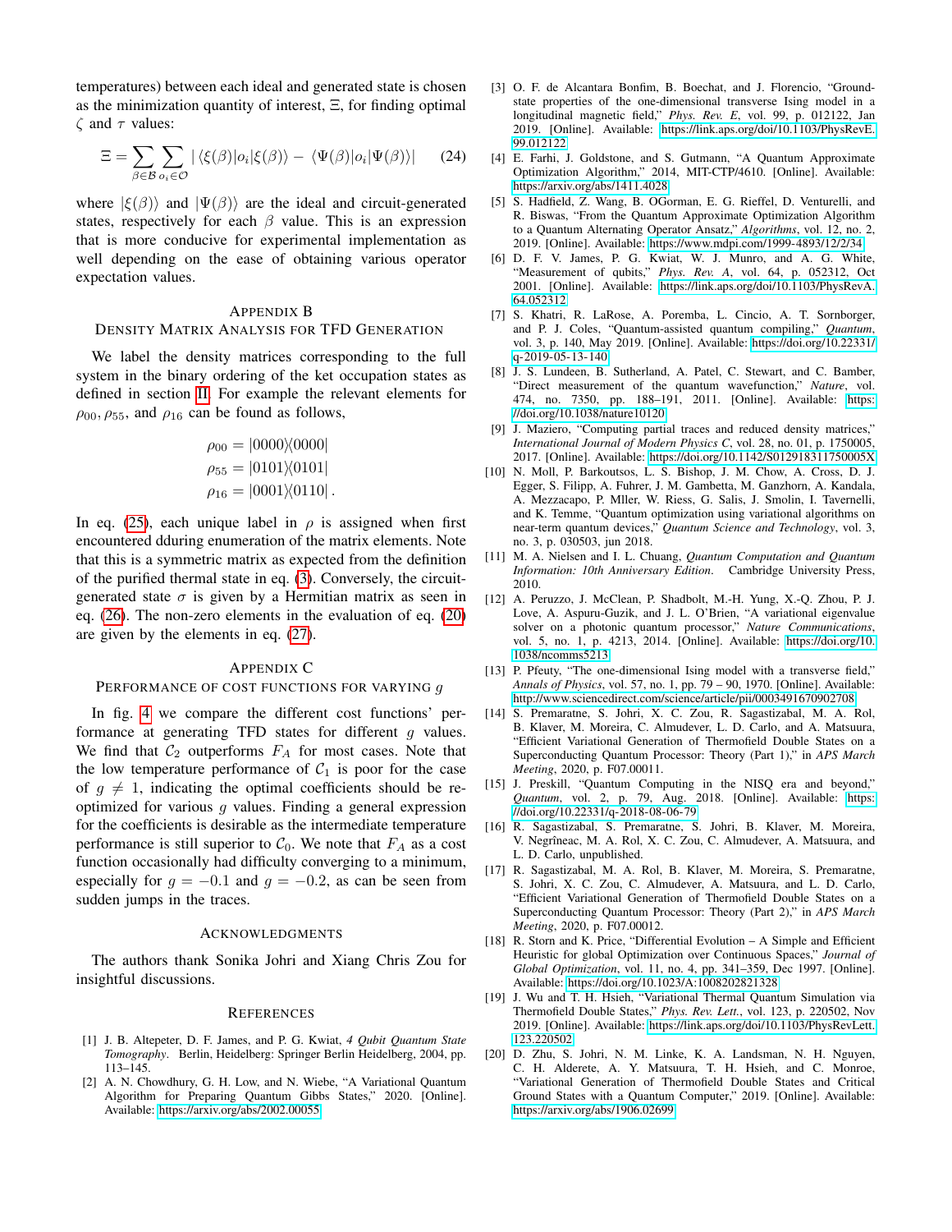temperatures) between each ideal and generated state is chosen as the minimization quantity of interest, $\Xi$, for finding optimal $\zeta$ and $\tau$ values:

$$\Xi = \sum_{\beta \in \mathcal{B}} \sum_{o_i \in \mathcal{O}} |\langle \xi(\beta)|o_i|\xi(\beta)\rangle - \langle \Psi(\beta)|o_i|\Psi(\beta)\rangle| \tag{24}$$

where $|\xi(\beta)\rangle$ and $|\Psi(\beta)\rangle$ are the ideal and circuit-generated states, respectively for each $\beta$ value. This is an expression that is more conducive for experimental implementation as well depending on the ease of obtaining various operator expectation values.

## Appendix B
## Density Matrix Analysis for TFD Generation

We label the density matrices corresponding to the full system in the binary ordering of the ket occupation states as defined in section II. For example the relevant elements for $\rho_{00}, \rho_{55}$, and $\rho_{16}$ can be found as follows,

$$\rho_{00} = |0000\rangle\langle 0000|$$
$$\rho_{55} = |0101\rangle\langle 0101|$$
$$\rho_{16} = |0001\rangle\langle 0110| \, .$$

In eq. (25), each unique label in $\rho$ is assigned when first encountered dduring enumeration of the matrix elements. Note that this is a symmetric matrix as expected from the definition of the purified thermal state in eq. (3). Conversely, the circuit-generated state $\sigma$ is given by a Hermitian matrix as seen in eq. (26). The non-zero elements in the evaluation of eq. (20) are given by the elements in eq. (27).

## Appendix C
## Performance of Cost Functions for Varying $g$

In fig. 4 we compare the different cost functions' performance at generating TFD states for different $g$ values. We find that $\mathcal{C}_2$ outperforms $F_A$ for most cases. Note that the low temperature performance of $\mathcal{C}_1$ is poor for the case of $g \neq 1$, indicating the optimal coefficients should be re-optimized for various $g$ values. Finding a general expression for the coefficients is desirable as the intermediate temperature performance is still superior to $\mathcal{C}_0$. We note that $F_A$ as a cost function occasionally had difficulty converging to a minimum, especially for $g = -0.1$ and $g = -0.2$, as can be seen from sudden jumps in the traces.

## Acknowledgments

The authors thank Sonika Johri and Xiang Chris Zou for insightful discussions.

## References

[1] J. B. Altepeter, D. F. James, and P. G. Kwiat, *4 Qubit Quantum State Tomography*. Berlin, Heidelberg: Springer Berlin Heidelberg, 2004, pp. 113–145.

[2] A. N. Chowdhury, G. H. Low, and N. Wiebe, "A Variational Quantum Algorithm for Preparing Quantum Gibbs States," 2020. [Online]. Available: https://arxiv.org/abs/2002.00055

[3] O. F. de Alcantara Bonfim, B. Boechat, and J. Florencio, "Ground-state properties of the one-dimensional transverse Ising model in a longitudinal magnetic field," *Phys. Rev. E*, vol. 99, p. 012122, Jan 2019. [Online]. Available: https://link.aps.org/doi/10.1103/PhysRevE.99.012122

[4] E. Farhi, J. Goldstone, and S. Gutmann, "A Quantum Approximate Optimization Algorithm," 2014, MIT-CTP/4610. [Online]. Available: https://arxiv.org/abs/1411.4028

[5] S. Hadfield, Z. Wang, B. OGorman, E. G. Rieffel, D. Venturelli, and R. Biswas, "From the Quantum Approximate Optimization Algorithm to a Quantum Alternating Operator Ansatz," *Algorithms*, vol. 12, no. 2, 2019. [Online]. Available: https://www.mdpi.com/1999-4893/12/2/34

[6] D. F. V. James, P. G. Kwiat, W. J. Munro, and A. G. White, "Measurement of qubits," *Phys. Rev. A*, vol. 64, p. 052312, Oct 2001. [Online]. Available: https://link.aps.org/doi/10.1103/PhysRevA.64.052312

[7] S. Khatri, R. LaRose, A. Poremba, L. Cincio, A. T. Sornborger, and P. J. Coles, "Quantum-assisted quantum compiling," *Quantum*, vol. 3, p. 140, May 2019. [Online]. Available: https://doi.org/10.22331/q-2019-05-13-140

[8] J. S. Lundeen, B. Sutherland, A. Patel, C. Stewart, and C. Bamber, "Direct measurement of the quantum wavefunction," *Nature*, vol. 474, no. 7350, pp. 188–191, 2011. [Online]. Available: https://doi.org/10.1038/nature10120

[9] J. Maziero, "Computing partial traces and reduced density matrices," *International Journal of Modern Physics C*, vol. 28, no. 01, p. 1750005, 2017. [Online]. Available: https://doi.org/10.1142/S012918311750005X

[10] N. Moll, P. Barkoutsos, L. S. Bishop, J. M. Chow, A. Cross, D. J. Egger, S. Filipp, A. Fuhrer, J. M. Gambetta, M. Ganzhorn, A. Kandala, A. Mezzacapo, P. Mller, W. Riess, G. Salis, J. Smolin, I. Tavernelli, and K. Temme, "Quantum optimization using variational algorithms on near-term quantum devices," *Quantum Science and Technology*, vol. 3, no. 3, p. 030503, jun 2018.

[11] M. A. Nielsen and I. L. Chuang, *Quantum Computation and Quantum Information: 10th Anniversary Edition*. Cambridge University Press, 2010.

[12] A. Peruzzo, J. McClean, P. Shadbolt, M.-H. Yung, X.-Q. Zhou, P. J. Love, A. Aspuru-Guzik, and J. L. O'Brien, "A variational eigenvalue solver on a photonic quantum processor," *Nature Communications*, vol. 5, no. 1, p. 4213, 2014. [Online]. Available: https://doi.org/10.1038/ncomms5213

[13] P. Pfeuty, "The one-dimensional Ising model with a transverse field," *Annals of Physics*, vol. 57, no. 1, pp. 79 – 90, 1970. [Online]. Available: http://www.sciencedirect.com/science/article/pii/0003491670902708

[14] S. Premaratne, S. Johri, X. C. Zou, R. Sagastizabal, M. A. Rol, B. Klaver, M. Moreira, C. Almudever, L. D. Carlo, and A. Matsuura, "Efficient Variational Generation of Thermofield Double States on a Superconducting Quantum Processor: Theory (Part 1)," in *APS March Meeting*, 2020, p. F07.00011.

[15] J. Preskill, "Quantum Computing in the NISQ era and beyond," *Quantum*, vol. 2, p. 79, Aug. 2018. [Online]. Available: https://doi.org/10.22331/q-2018-08-06-79

[16] R. Sagastizabal, S. Premaratne, S. Johri, B. Klaver, M. Moreira, V. Negrîneac, M. A. Rol, X. C. Zou, C. Almudever, A. Matsuura, and L. D. Carlo, unpublished.

[17] R. Sagastizabal, M. A. Rol, B. Klaver, M. Moreira, S. Premaratne, S. Johri, X. C. Zou, C. Almudever, A. Matsuura, and L. D. Carlo, "Efficient Variational Generation of Thermofield Double States on a Superconducting Quantum Processor: Theory (Part 2)," in *APS March Meeting*, 2020, p. F07.00012.

[18] R. Storn and K. Price, "Differential Evolution – A Simple and Efficient Heuristic for global Optimization over Continuous Spaces," *Journal of Global Optimization*, vol. 11, no. 4, pp. 341–359, Dec 1997. [Online]. Available: https://doi.org/10.1023/A:1008202821328

[19] J. Wu and T. H. Hsieh, "Variational Thermal Quantum Simulation via Thermofield Double States," *Phys. Rev. Lett.*, vol. 123, p. 220502, Nov 2019. [Online]. Available: https://link.aps.org/doi/10.1103/PhysRevLett.123.220502

[20] D. Zhu, S. Johri, N. M. Linke, K. A. Landsman, N. H. Nguyen, C. H. Alderete, A. Y. Matsuura, T. H. Hsieh, and C. Monroe, "Variational Generation of Thermofield Double States and Critical Ground States with a Quantum Computer," 2019. [Online]. Available: https://arxiv.org/abs/1906.02699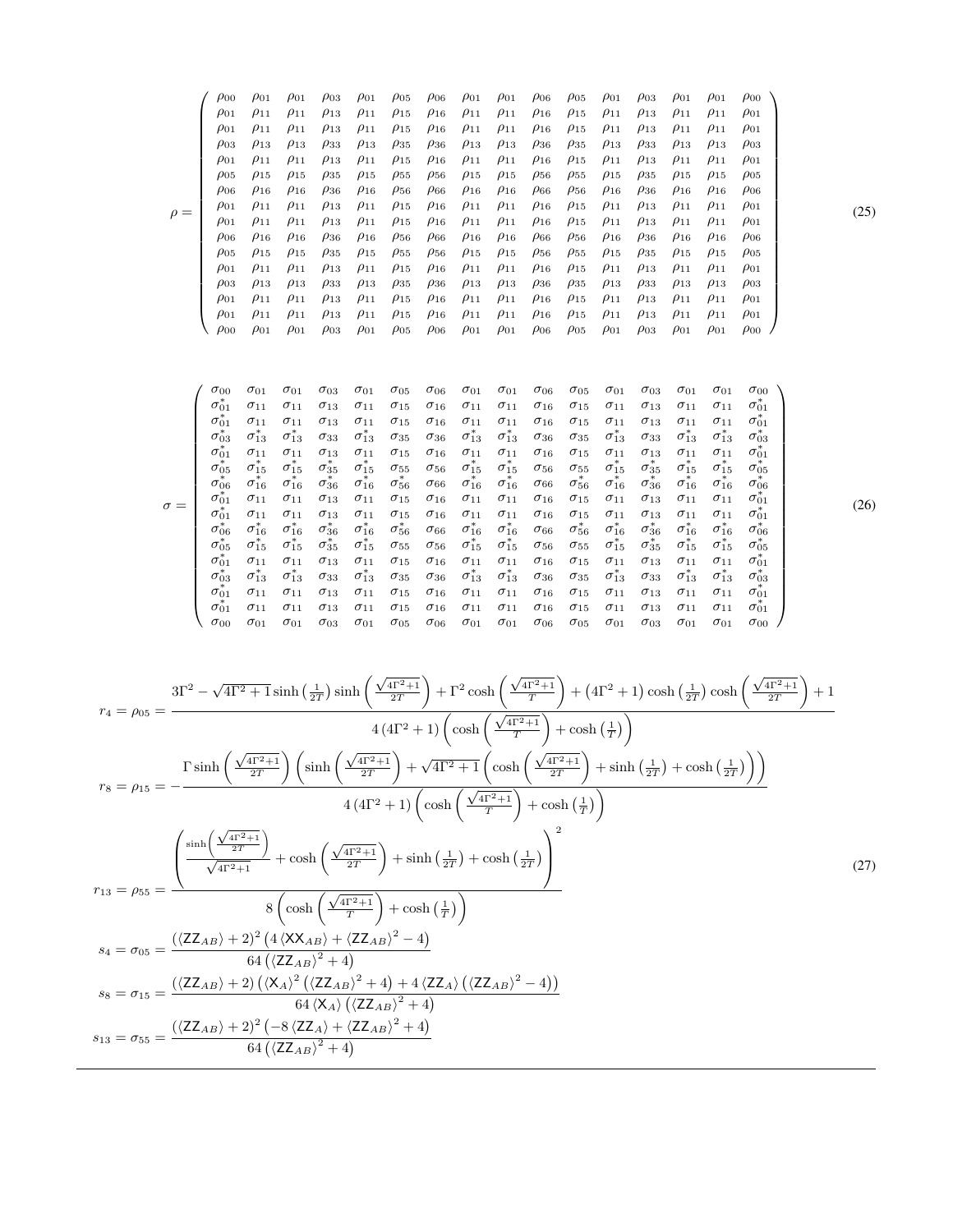$$
\rho = \left( \begin{array}{cccccccccccccccc}
\rho_{00} & \rho_{01} & \rho_{01} & \rho_{03} & \rho_{01} & \rho_{05} & \rho_{06} & \rho_{01} & \rho_{01} & \rho_{06} & \rho_{05} & \rho_{01} & \rho_{03} & \rho_{01} & \rho_{01} & \rho_{00} \\
\rho_{01} & \rho_{11} & \rho_{11} & \rho_{13} & \rho_{11} & \rho_{15} & \rho_{16} & \rho_{11} & \rho_{11} & \rho_{16} & \rho_{15} & \rho_{11} & \rho_{13} & \rho_{11} & \rho_{11} & \rho_{01} \\
\rho_{01} & \rho_{11} & \rho_{11} & \rho_{13} & \rho_{11} & \rho_{15} & \rho_{16} & \rho_{11} & \rho_{11} & \rho_{16} & \rho_{15} & \rho_{11} & \rho_{13} & \rho_{11} & \rho_{11} & \rho_{01} \\
\rho_{03} & \rho_{13} & \rho_{13} & \rho_{33} & \rho_{13} & \rho_{35} & \rho_{36} & \rho_{13} & \rho_{13} & \rho_{36} & \rho_{35} & \rho_{13} & \rho_{33} & \rho_{13} & \rho_{13} & \rho_{03} \\
\rho_{01} & \rho_{11} & \rho_{11} & \rho_{13} & \rho_{11} & \rho_{15} & \rho_{16} & \rho_{11} & \rho_{11} & \rho_{16} & \rho_{15} & \rho_{11} & \rho_{13} & \rho_{11} & \rho_{11} & \rho_{01} \\
\rho_{05} & \rho_{15} & \rho_{15} & \rho_{35} & \rho_{15} & \rho_{55} & \rho_{56} & \rho_{15} & \rho_{15} & \rho_{56} & \rho_{55} & \rho_{15} & \rho_{35} & \rho_{15} & \rho_{15} & \rho_{05} \\
\rho_{06} & \rho_{16} & \rho_{16} & \rho_{36} & \rho_{16} & \rho_{56} & \rho_{66} & \rho_{16} & \rho_{16} & \rho_{66} & \rho_{56} & \rho_{16} & \rho_{36} & \rho_{16} & \rho_{16} & \rho_{06} \\
\rho_{01} & \rho_{11} & \rho_{11} & \rho_{13} & \rho_{11} & \rho_{15} & \rho_{16} & \rho_{11} & \rho_{11} & \rho_{16} & \rho_{15} & \rho_{11} & \rho_{13} & \rho_{11} & \rho_{11} & \rho_{01} \\
\rho_{01} & \rho_{11} & \rho_{11} & \rho_{13} & \rho_{11} & \rho_{15} & \rho_{16} & \rho_{11} & \rho_{11} & \rho_{16} & \rho_{15} & \rho_{11} & \rho_{13} & \rho_{11} & \rho_{11} & \rho_{01} \\
\rho_{06} & \rho_{16} & \rho_{16} & \rho_{36} & \rho_{16} & \rho_{56} & \rho_{66} & \rho_{16} & \rho_{16} & \rho_{66} & \rho_{56} & \rho_{16} & \rho_{36} & \rho_{16} & \rho_{16} & \rho_{06} \\
\rho_{05} & \rho_{15} & \rho_{15} & \rho_{35} & \rho_{15} & \rho_{55} & \rho_{56} & \rho_{15} & \rho_{15} & \rho_{56} & \rho_{55} & \rho_{15} & \rho_{35} & \rho_{15} & \rho_{15} & \rho_{05} \\
\rho_{01} & \rho_{11} & \rho_{11} & \rho_{13} & \rho_{11} & \rho_{15} & \rho_{16} & \rho_{11} & \rho_{11} & \rho_{16} & \rho_{15} & \rho_{11} & \rho_{13} & \rho_{11} & \rho_{11} & \rho_{01} \\
\rho_{03} & \rho_{13} & \rho_{13} & \rho_{33} & \rho_{13} & \rho_{35} & \rho_{36} & \rho_{13} & \rho_{13} & \rho_{36} & \rho_{35} & \rho_{13} & \rho_{33} & \rho_{13} & \rho_{13} & \rho_{03} \\
\rho_{01} & \rho_{11} & \rho_{11} & \rho_{13} & \rho_{11} & \rho_{15} & \rho_{16} & \rho_{11} & \rho_{11} & \rho_{16} & \rho_{15} & \rho_{11} & \rho_{13} & \rho_{11} & \rho_{11} & \rho_{01} \\
\rho_{01} & \rho_{11} & \rho_{11} & \rho_{13} & \rho_{11} & \rho_{15} & \rho_{16} & \rho_{11} & \rho_{11} & \rho_{16} & \rho_{15} & \rho_{11} & \rho_{13} & \rho_{11} & \rho_{11} & \rho_{01} \\
\rho_{00} & \rho_{01} & \rho_{01} & \rho_{03} & \rho_{01} & \rho_{05} & \rho_{06} & \rho_{01} & \rho_{01} & \rho_{06} & \rho_{05} & \rho_{01} & \rho_{03} & \rho_{01} & \rho_{01} & \rho_{00}
\end{array} \right) \tag{25}
$$

$$
\sigma = \left( \begin{array}{cccccccccccccccc}
\sigma_{00} & \sigma_{01} & \sigma_{01} & \sigma_{03} & \sigma_{01} & \sigma_{05} & \sigma_{06} & \sigma_{01} & \sigma_{01} & \sigma_{06} & \sigma_{05} & \sigma_{01} & \sigma_{03} & \sigma_{01} & \sigma_{01} & \sigma_{00} \\
\sigma_{01}^* & \sigma_{11} & \sigma_{11} & \sigma_{13} & \sigma_{11} & \sigma_{15} & \sigma_{16} & \sigma_{11} & \sigma_{11} & \sigma_{16} & \sigma_{15} & \sigma_{11} & \sigma_{13} & \sigma_{11} & \sigma_{11} & \sigma_{01}^* \\
\sigma_{01}^* & \sigma_{11} & \sigma_{11} & \sigma_{13} & \sigma_{11} & \sigma_{15} & \sigma_{16} & \sigma_{11} & \sigma_{11} & \sigma_{16} & \sigma_{15} & \sigma_{11} & \sigma_{13} & \sigma_{11} & \sigma_{11} & \sigma_{01}^* \\
\sigma_{03}^* & \sigma_{13}^* & \sigma_{13}^* & \sigma_{33} & \sigma_{13}^* & \sigma_{35} & \sigma_{36} & \sigma_{13}^* & \sigma_{13}^* & \sigma_{36} & \sigma_{35} & \sigma_{13}^* & \sigma_{33} & \sigma_{13}^* & \sigma_{13}^* & \sigma_{03}^* \\
\sigma_{01}^* & \sigma_{11} & \sigma_{11} & \sigma_{13} & \sigma_{11} & \sigma_{15} & \sigma_{16} & \sigma_{11} & \sigma_{11} & \sigma_{16} & \sigma_{15} & \sigma_{11} & \sigma_{13} & \sigma_{11} & \sigma_{11} & \sigma_{01}^* \\
\sigma_{05}^* & \sigma_{15}^* & \sigma_{15}^* & \sigma_{35}^* & \sigma_{15}^* & \sigma_{55} & \sigma_{56} & \sigma_{15}^* & \sigma_{15}^* & \sigma_{56} & \sigma_{55} & \sigma_{15}^* & \sigma_{35}^* & \sigma_{15}^* & \sigma_{15}^* & \sigma_{05}^* \\
\sigma_{06}^* & \sigma_{16}^* & \sigma_{16}^* & \sigma_{36}^* & \sigma_{16}^* & \sigma_{56}^* & \sigma_{66} & \sigma_{16}^* & \sigma_{16}^* & \sigma_{66} & \sigma_{56}^* & \sigma_{16}^* & \sigma_{36}^* & \sigma_{16}^* & \sigma_{16}^* & \sigma_{06}^* \\
\sigma_{01}^* & \sigma_{11} & \sigma_{11} & \sigma_{13} & \sigma_{11} & \sigma_{15} & \sigma_{16} & \sigma_{11} & \sigma_{11} & \sigma_{16} & \sigma_{15} & \sigma_{11} & \sigma_{13} & \sigma_{11} & \sigma_{11} & \sigma_{01}^* \\
\sigma_{01}^* & \sigma_{11} & \sigma_{11} & \sigma_{13} & \sigma_{11} & \sigma_{15} & \sigma_{16} & \sigma_{11} & \sigma_{11} & \sigma_{16} & \sigma_{15} & \sigma_{11} & \sigma_{13} & \sigma_{11} & \sigma_{11} & \sigma_{01}^* \\
\sigma_{06}^* & \sigma_{16}^* & \sigma_{16}^* & \sigma_{36}^* & \sigma_{16}^* & \sigma_{56}^* & \sigma_{66} & \sigma_{16}^* & \sigma_{16}^* & \sigma_{66} & \sigma_{56}^* & \sigma_{16}^* & \sigma_{36}^* & \sigma_{16}^* & \sigma_{16}^* & \sigma_{06}^* \\
\sigma_{05}^* & \sigma_{15}^* & \sigma_{15}^* & \sigma_{35}^* & \sigma_{15}^* & \sigma_{55} & \sigma_{56} & \sigma_{15}^* & \sigma_{15}^* & \sigma_{56} & \sigma_{55} & \sigma_{15}^* & \sigma_{35}^* & \sigma_{15}^* & \sigma_{15}^* & \sigma_{05}^* \\
\sigma_{01}^* & \sigma_{11} & \sigma_{11} & \sigma_{13} & \sigma_{11} & \sigma_{15} & \sigma_{16} & \sigma_{11} & \sigma_{11} & \sigma_{16} & \sigma_{15} & \sigma_{11} & \sigma_{13} & \sigma_{11} & \sigma_{11} & \sigma_{01}^* \\
\sigma_{03}^* & \sigma_{13}^* & \sigma_{13}^* & \sigma_{33} & \sigma_{13}^* & \sigma_{35} & \sigma_{36} & \sigma_{13}^* & \sigma_{13}^* & \sigma_{36} & \sigma_{35} & \sigma_{13}^* & \sigma_{33} & \sigma_{13}^* & \sigma_{13}^* & \sigma_{03}^* \\
\sigma_{01}^* & \sigma_{11} & \sigma_{11} & \sigma_{13} & \sigma_{11} & \sigma_{15} & \sigma_{16} & \sigma_{11} & \sigma_{11} & \sigma_{16} & \sigma_{15} & \sigma_{11} & \sigma_{13} & \sigma_{11} & \sigma_{11} & \sigma_{01}^* \\
\sigma_{01}^* & \sigma_{11} & \sigma_{11} & \sigma_{13} & \sigma_{11} & \sigma_{15} & \sigma_{16} & \sigma_{11} & \sigma_{11} & \sigma_{16} & \sigma_{15} & \sigma_{11} & \sigma_{13} & \sigma_{11} & \sigma_{11} & \sigma_{01}^* \\
\sigma_{00} & \sigma_{01} & \sigma_{01} & \sigma_{03} & \sigma_{01} & \sigma_{05} & \sigma_{06} & \sigma_{01} & \sigma_{01} & \sigma_{06} & \sigma_{05} & \sigma_{01} & \sigma_{03} & \sigma_{01} & \sigma_{01} & \sigma_{00}
\end{array} \right) \tag{26}
$$

$$
\begin{aligned}
r_4 = \rho_{05} &= \frac{3\Gamma^2 - \sqrt{4\Gamma^2+1}\sinh\left(\frac{1}{2T}\right)\sinh\left(\frac{\sqrt{4\Gamma^2+1}}{2T}\right) + \Gamma^2\cosh\left(\frac{\sqrt{4\Gamma^2+1}}{T}\right) + \left(4\Gamma^2+1\right)\cosh\left(\frac{1}{2T}\right)\cosh\left(\frac{\sqrt{4\Gamma^2+1}}{2T}\right) + 1}{4\left(4\Gamma^2+1\right)\left(\cosh\left(\frac{\sqrt{4\Gamma^2+1}}{T}\right) + \cosh\left(\frac{1}{T}\right)\right)} \\
r_8 = \rho_{15} &= -\frac{\Gamma\sinh\left(\frac{\sqrt{4\Gamma^2+1}}{2T}\right)\left(\sinh\left(\frac{\sqrt{4\Gamma^2+1}}{2T}\right) + \sqrt{4\Gamma^2+1}\left(\cosh\left(\frac{\sqrt{4\Gamma^2+1}}{2T}\right) + \sinh\left(\frac{1}{2T}\right) + \cosh\left(\frac{1}{2T}\right)\right)\right)}{4\left(4\Gamma^2+1\right)\left(\cosh\left(\frac{\sqrt{4\Gamma^2+1}}{T}\right) + \cosh\left(\frac{1}{T}\right)\right)} \\
r_{13} = \rho_{55} &= \frac{\left(\frac{\sinh\left(\frac{\sqrt{4\Gamma^2+1}}{2T}\right)}{\sqrt{4\Gamma^2+1}} + \cosh\left(\frac{\sqrt{4\Gamma^2+1}}{2T}\right) + \sinh\left(\frac{1}{2T}\right) + \cosh\left(\frac{1}{2T}\right)\right)^2}{8\left(\cosh\left(\frac{\sqrt{4\Gamma^2+1}}{T}\right) + \cosh\left(\frac{1}{T}\right)\right)} \\
s_4 = \sigma_{05} &= \frac{\left(\langle \mathsf{ZZ}_{AB}\rangle + 2\right)^2\left(4\langle \mathsf{XX}_{AB}\rangle + \langle \mathsf{ZZ}_{AB}\rangle^2 - 4\right)}{64\left(\langle \mathsf{ZZ}_{AB}\rangle^2 + 4\right)} \\
s_8 = \sigma_{15} &= \frac{\left(\langle \mathsf{ZZ}_{AB}\rangle + 2\right)\left(\langle \mathsf{X}_A\rangle^2\left(\langle \mathsf{ZZ}_{AB}\rangle^2 + 4\right) + 4\langle \mathsf{ZZ}_A\rangle\left(\langle \mathsf{ZZ}_{AB}\rangle^2 - 4\right)\right)}{64\langle \mathsf{X}_A\rangle\left(\langle \mathsf{ZZ}_{AB}\rangle^2 + 4\right)} \\
s_{13} = \sigma_{55} &= \frac{\left(\langle \mathsf{ZZ}_{AB}\rangle + 2\right)^2\left(-8\langle \mathsf{ZZ}_A\rangle + \langle \mathsf{ZZ}_{AB}\rangle^2 + 4\right)}{64\left(\langle \mathsf{ZZ}_{AB}\rangle^2 + 4\right)}
\end{aligned} \tag{27}
$$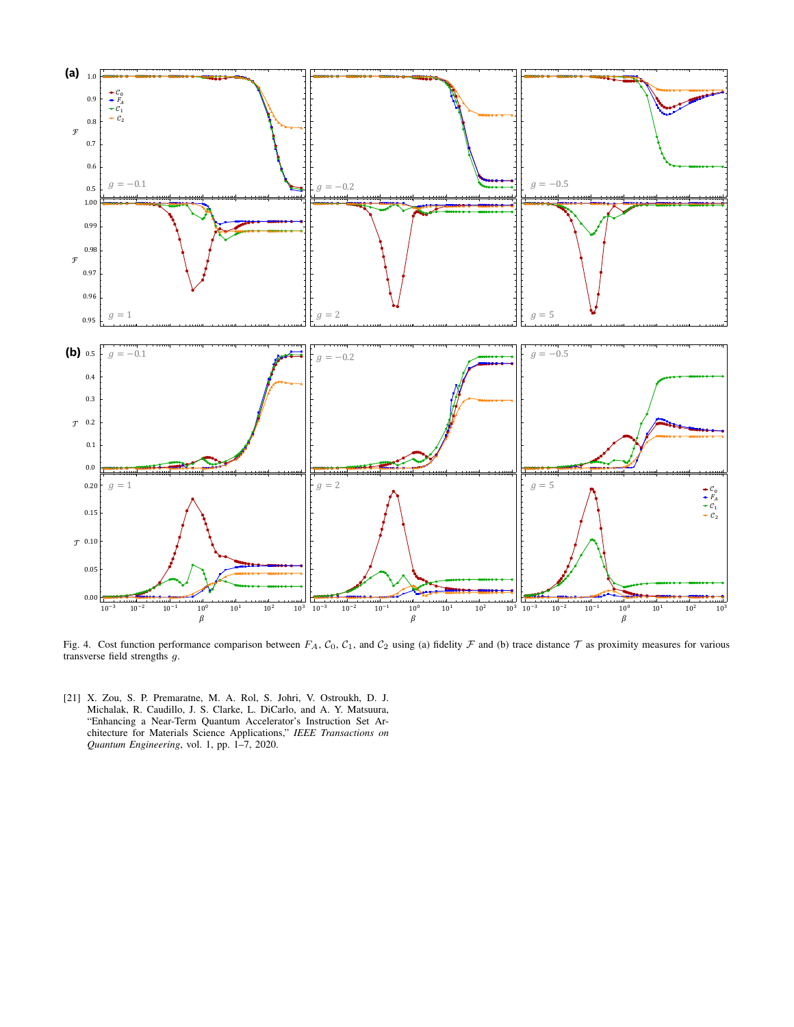(a)

$\mathcal{F}$

1.0
0.9
0.8
0.7
0.6
0.5

$\mathcal{C}_0$
$F_A$
$\mathcal{C}_1$
$\mathcal{C}_2$

$g = -0.1$

$g = -0.2$

$g = -0.5$

$\mathcal{F}$

1.00
0.99
0.98
0.97
0.96
0.95

$g = 1$

$g = 2$

$g = 5$

(b)

$\mathcal{T}$

0.5
0.4
0.3
0.2
0.1
0.0

$g = -0.1$

$g = -0.2$

$g = -0.5$

$\mathcal{T}$

0.20
0.15
0.10
0.05
0.00

$g = 1$

$g = 2$

$g = 5$

$\mathcal{C}_0$
$F_A$
$\mathcal{C}_1$
$\mathcal{C}_2$

$10^{-3}$ $10^{-2}$ $10^{-1}$ $10^{0}$ $10^{1}$ $10^{2}$ $10^{3}$

$\beta$

Fig. 4. Cost function performance comparison between $F_A$, $\mathcal{C}_0$, $\mathcal{C}_1$, and $\mathcal{C}_2$ using (a) fidelity $\mathcal{F}$ and (b) trace distance $\mathcal{T}$ as proximity measures for various transverse field strengths $g$.

[21] X. Zou, S. P. Premaratne, M. A. Rol, S. Johri, V. Ostroukh, D. J. Michalak, R. Caudillo, J. S. Clarke, L. DiCarlo, and A. Y. Matsuura, "Enhancing a Near-Term Quantum Accelerator's Instruction Set Architecture for Materials Science Applications," *IEEE Transactions on Quantum Engineering*, vol. 1, pp. 1–7, 2020.